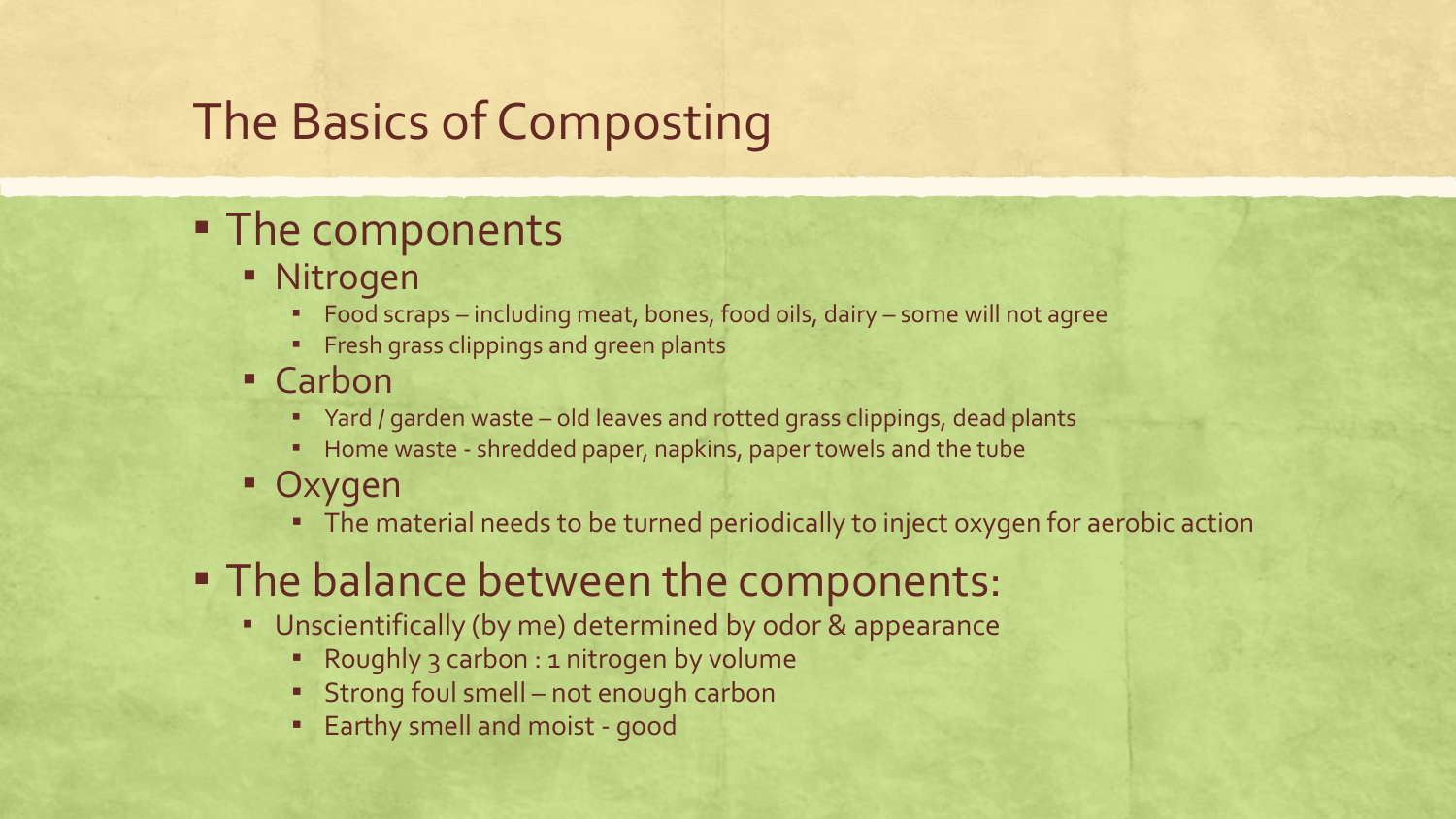# The Basics of Composting

- The components
  - Nitrogen
    - Food scraps – including meat, bones, food oils, dairy – some will not agree
    - Fresh grass clippings and green plants
  - Carbon
    - Yard / garden waste – old leaves and rotted grass clippings, dead plants
    - Home waste - shredded paper, napkins, paper towels and the tube
  - Oxygen
    - The material needs to be turned periodically to inject oxygen for aerobic action
- The balance between the components:
  - Unscientifically (by me) determined by odor & appearance
    - Roughly 3 carbon : 1 nitrogen by volume
    - Strong foul smell – not enough carbon
    - Earthy smell and moist - good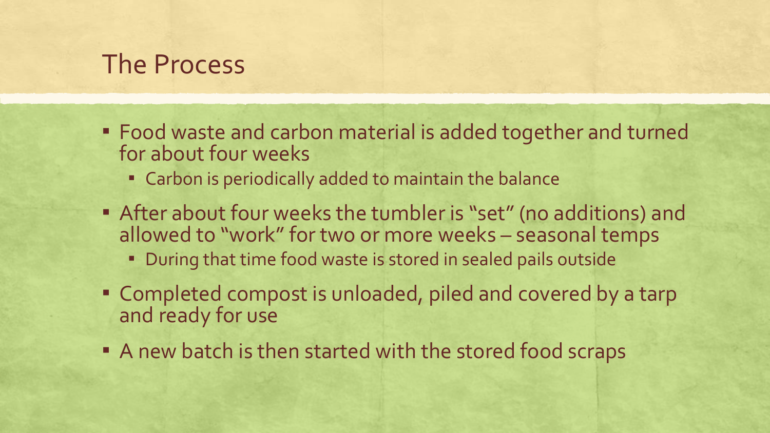# The Process

- Food waste and carbon material is added together and turned for about four weeks
  - Carbon is periodically added to maintain the balance
- After about four weeks the tumbler is "set" (no additions) and allowed to "work" for two or more weeks – seasonal temps
  - During that time food waste is stored in sealed pails outside
- Completed compost is unloaded, piled and covered by a tarp and ready for use
- A new batch is then started with the stored food scraps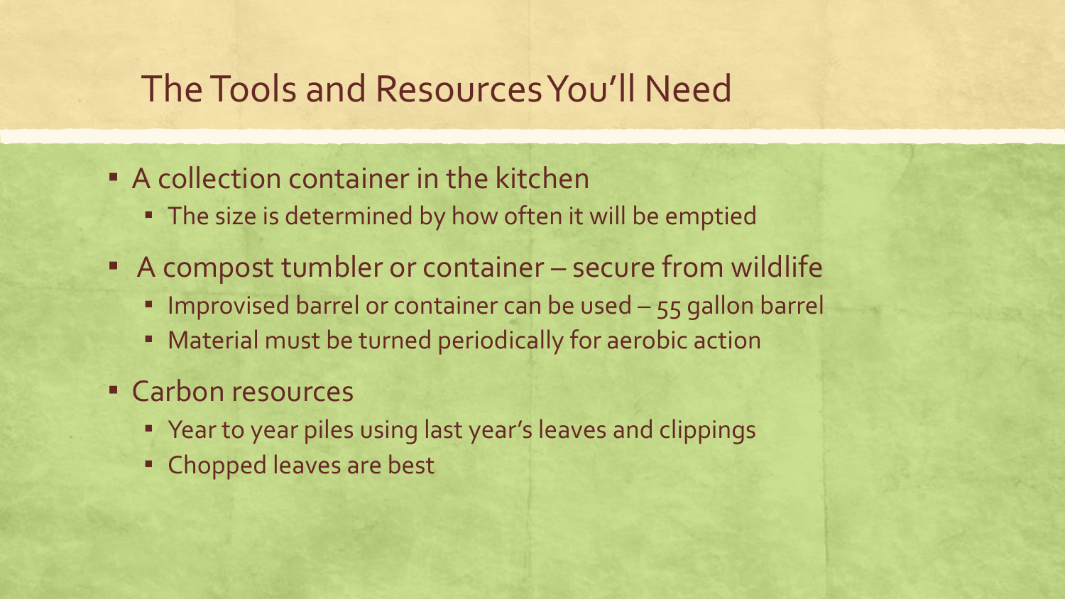# The Tools and Resources You'll Need

- A collection container in the kitchen
  - The size is determined by how often it will be emptied
- A compost tumbler or container – secure from wildlife
  - Improvised barrel or container can be used – 55 gallon barrel
  - Material must be turned periodically for aerobic action
- Carbon resources
  - Year to year piles using last year's leaves and clippings
  - Chopped leaves are best